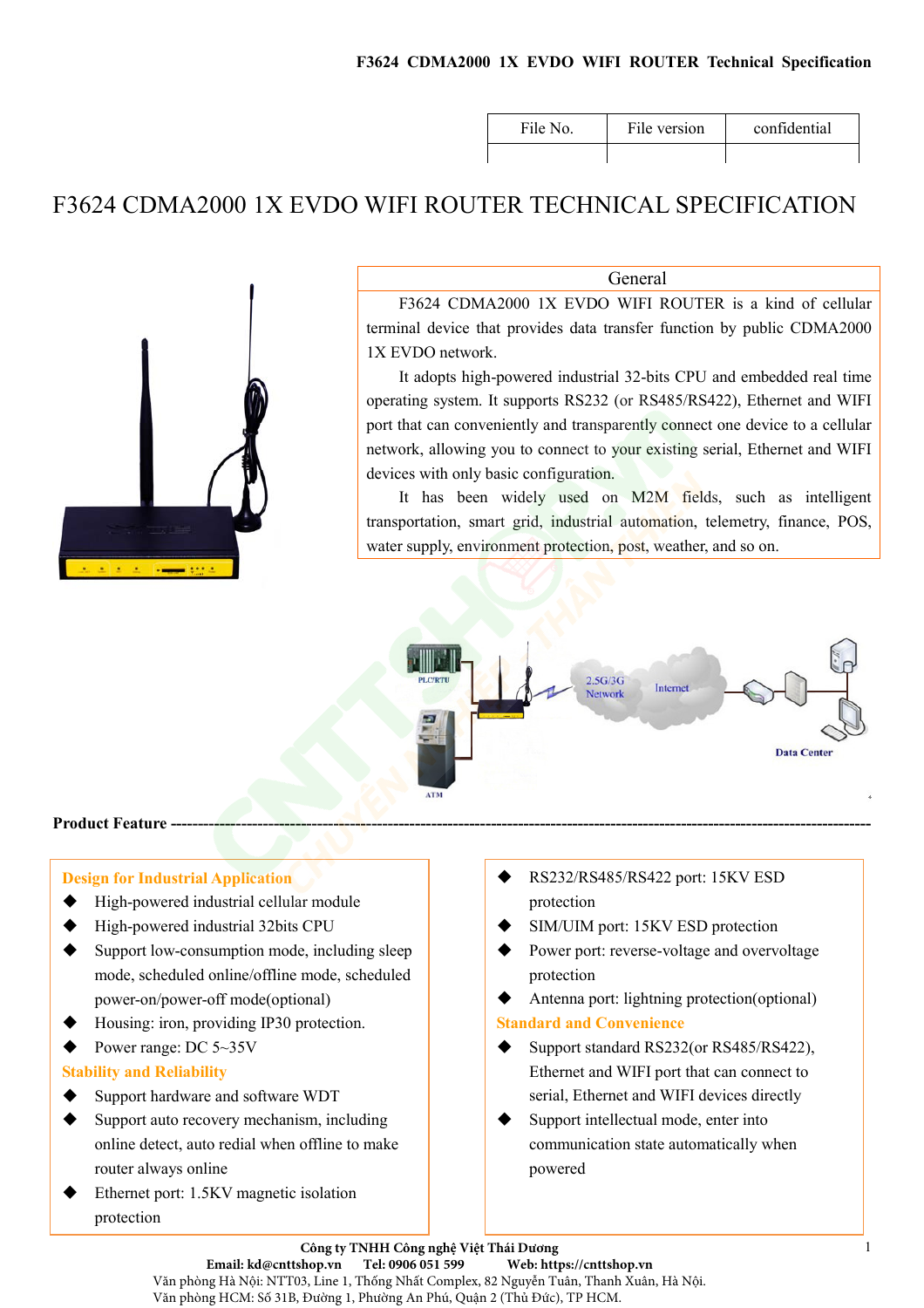| File No. | File version | confidential |
| --- | --- | --- |
| | | |

# F3624 CDMA2000 1X EVDO WIFI ROUTER TECHNICAL SPECIFICATION

## General

F3624 CDMA2000 1X EVDO WIFI ROUTER is a kind of cellular terminal device that provides data transfer function by public CDMA2000 1X EVDO network.

It adopts high-powered industrial 32-bits CPU and embedded real time operating system. It supports RS232 (or RS485/RS422), Ethernet and WIFI port that can conveniently and transparently connect one device to a cellular network, allowing you to connect to your existing serial, Ethernet and WIFI devices with only basic configuration.

It has been widely used on M2M fields, such as intelligent transportation, smart grid, industrial automation, telemetry, finance, POS, water supply, environment protection, post, weather, and so on.

PLC/RTU
ATM
2.5G/3G Network
Internet
Data Center

**Product Feature** ---------------------------------------------------------------------------------------------------

**Design for Industrial Application**

- High-powered industrial cellular module
- High-powered industrial 32bits CPU
- Support low-consumption mode, including sleep mode, scheduled online/offline mode, scheduled power-on/power-off mode(optional)
- Housing: iron, providing IP30 protection.
- Power range: DC 5~35V

**Stability and Reliability**

- Support hardware and software WDT
- Support auto recovery mechanism, including online detect, auto redial when offline to make router always online
- Ethernet port: 1.5KV magnetic isolation protection
- RS232/RS485/RS422 port: 15KV ESD protection
- SIM/UIM port: 15KV ESD protection
- Power port: reverse-voltage and overvoltage protection
- Antenna port: lightning protection(optional)

**Standard and Convenience**

- Support standard RS232(or RS485/RS422), Ethernet and WIFI port that can connect to serial, Ethernet and WIFI devices directly
- Support intellectual mode, enter into communication state automatically when powered

Công ty TNHH Công nghệ Việt Thái Dương
Email: kd@cnttshop.vn Tel: 0906 051 599 Web: https://cnttshop.vn
Văn phòng Hà Nội: NTT03, Line 1, Thống Nhất Complex, 82 Nguyễn Tuân, Thanh Xuân, Hà Nội.
Văn phòng HCM: Số 31B, Đường 1, Phường An Phú, Quận 2 (Thủ Đức), TP HCM.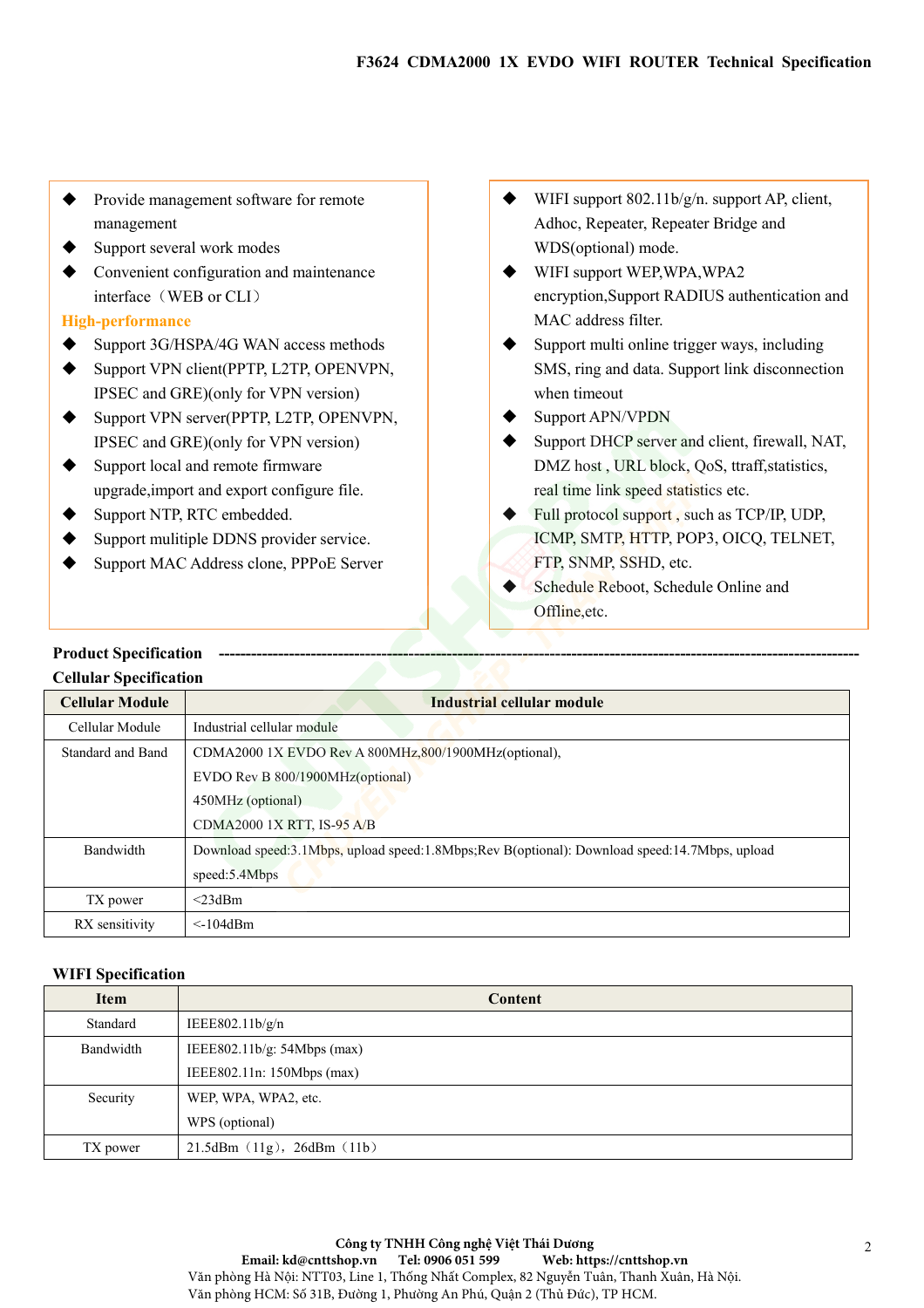- Provide management software for remote management
- Support several work modes
- Convenient configuration and maintenance interface（WEB or CLI）

**High-performance**

- Support 3G/HSPA/4G WAN access methods
- Support VPN client(PPTP, L2TP, OPENVPN, IPSEC and GRE)(only for VPN version)
- Support VPN server(PPTP, L2TP, OPENVPN, IPSEC and GRE)(only for VPN version)
- Support local and remote firmware upgrade,import and export configure file.
- Support NTP, RTC embedded.
- Support mulitiple DDNS provider service.
- Support MAC Address clone, PPPoE Server
- WIFI support 802.11b/g/n. support AP, client, Adhoc, Repeater, Repeater Bridge and WDS(optional) mode.
- WIFI support WEP,WPA,WPA2 encryption,Support RADIUS authentication and MAC address filter.
- Support multi online trigger ways, including SMS, ring and data. Support link disconnection when timeout
- Support APN/VPDN
- Support DHCP server and client, firewall, NAT, DMZ host , URL block, QoS, ttraff,statistics, real time link speed statistics etc.
- Full protocol support , such as TCP/IP, UDP, ICMP, SMTP, HTTP, POP3, OICQ, TELNET, FTP, SNMP, SSHD, etc.
- Schedule Reboot, Schedule Online and Offline,etc.

## Product Specification

### Cellular Specification

| Cellular Module | Industrial cellular module |
|---|---|
| Cellular Module | Industrial cellular module |
| Standard and Band | CDMA2000 1X EVDO Rev A 800MHz,800/1900MHz(optional),<br>EVDO Rev B 800/1900MHz(optional)<br>450MHz (optional)<br>CDMA2000 1X RTT, IS-95 A/B |
| Bandwidth | Download speed:3.1Mbps, upload speed:1.8Mbps;Rev B(optional): Download speed:14.7Mbps, upload speed:5.4Mbps |
| TX power | <23dBm |
| RX sensitivity | <-104dBm |

### WIFI Specification

| Item | Content |
|---|---|
| Standard | IEEE802.11b/g/n |
| Bandwidth | IEEE802.11b/g: 54Mbps (max)<br>IEEE802.11n: 150Mbps (max) |
| Security | WEP, WPA, WPA2, etc.<br>WPS (optional) |
| TX power | 21.5dBm（11g），26dBm（11b） |

Công ty TNHH Công nghệ Việt Thái Dương
Email: kd@cnttshop.vn Tel: 0906 051 599 Web: https://cnttshop.vn
Văn phòng Hà Nội: NTT03, Line 1, Thống Nhất Complex, 82 Nguyễn Tuân, Thanh Xuân, Hà Nội.
Văn phòng HCM: Số 31B, Đường 1, Phường An Phú, Quận 2 (Thủ Đức), TP HCM.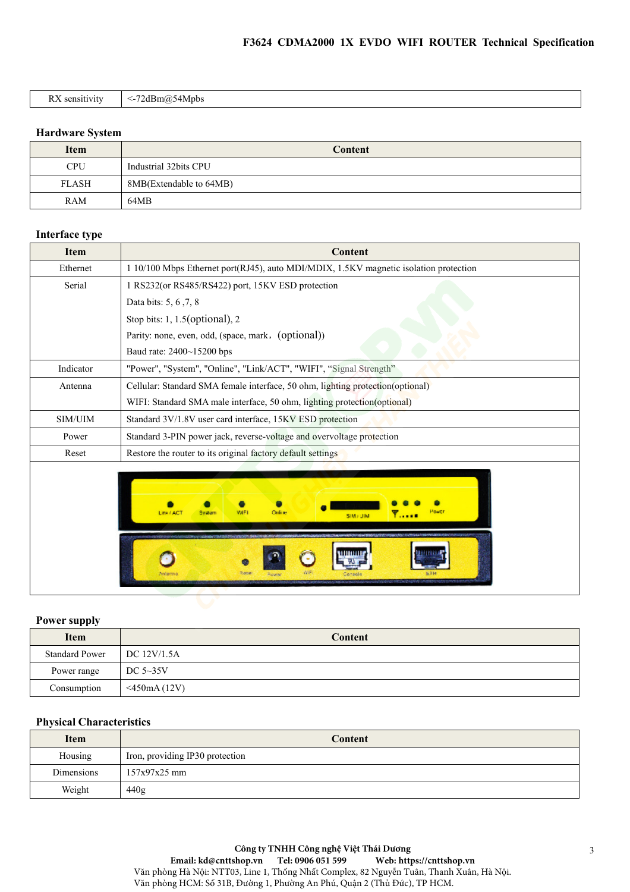| | |
|---|---|
| RX sensitivity | <-72dBm@54Mpbs |

## Hardware System

| Item | Content |
|---|---|
| CPU | Industrial 32bits CPU |
| FLASH | 8MB(Extendable to 64MB) |
| RAM | 64MB |

## Interface type

| Item | Content |
|---|---|
| Ethernet | 1 10/100 Mbps Ethernet port(RJ45), auto MDI/MDIX, 1.5KV magnetic isolation protection |
| Serial | 1 RS232(or RS485/RS422) port, 15KV ESD protection<br>Data bits: 5, 6 ,7, 8<br>Stop bits: 1, 1.5(optional), 2<br>Parity: none, even, odd, (space, mark，(optional))<br>Baud rate: 2400~15200 bps |
| Indicator | "Power", "System", "Online", "Link/ACT", "WIFI", “Signal Strength” |
| Antenna | Cellular: Standard SMA female interface, 50 ohm, lighting protection(optional)<br>WIFI: Standard SMA male interface, 50 ohm, lighting protection(optional) |
| SIM/UIM | Standard 3V/1.8V user card interface, 15KV ESD protection |
| Power | Standard 3-PIN power jack, reverse-voltage and overvoltage protection |
| Reset | Restore the router to its original factory default settings |

## Power supply

| Item | Content |
|---|---|
| Standard Power | DC 12V/1.5A |
| Power range | DC 5~35V |
| Consumption | <450mA (12V) |

## Physical Characteristics

| Item | Content |
|---|---|
| Housing | Iron, providing IP30 protection |
| Dimensions | 157x97x25 mm |
| Weight | 440g |

**Công ty TNHH Công nghệ Việt Thái Dương**
**Email: kd@cnttshop.vn Tel: 0906 051 599 Web: https://cnttshop.vn**
Văn phòng Hà Nội: NTT03, Line 1, Thống Nhất Complex, 82 Nguyễn Tuân, Thanh Xuân, Hà Nội.
Văn phòng HCM: Số 31B, Đường 1, Phường An Phú, Quận 2 (Thủ Đức), TP HCM.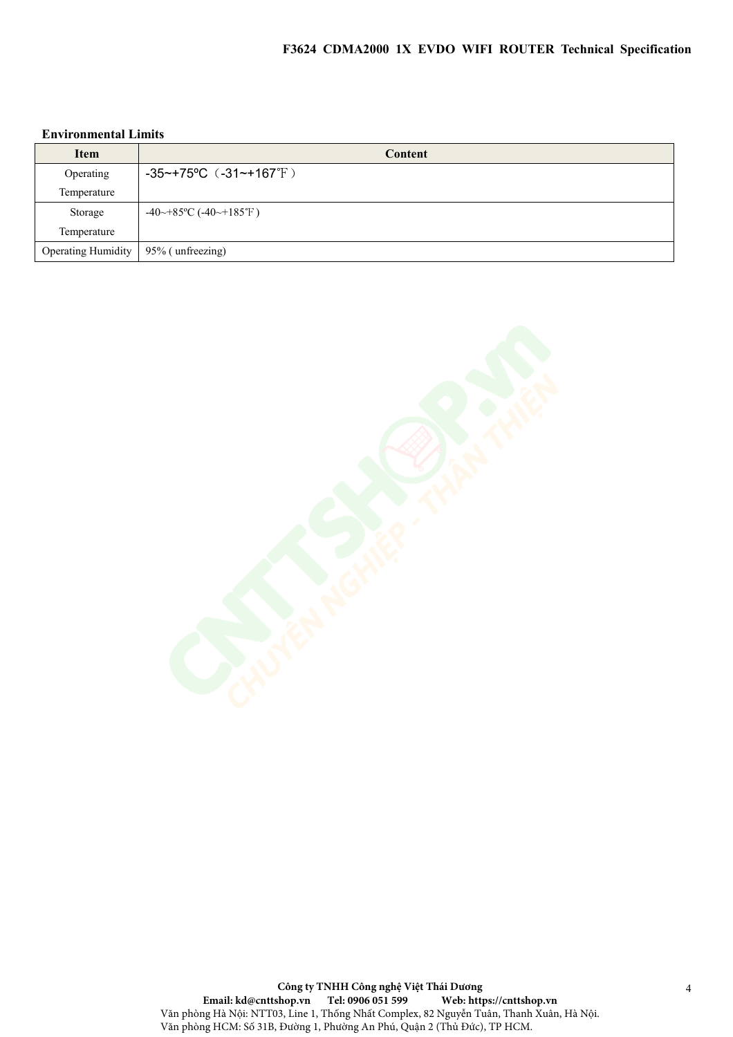**Environmental Limits**

| Item | Content |
|---|---|
| Operating Temperature | -35~+75ºC（-31~+167℉） |
| Storage Temperature | -40~+85ºC (-40~+185℉) |
| Operating Humidity | 95% ( unfreezing) |

**Công ty TNHH Công nghệ Việt Thái Dương**

**Email: kd@cnttshop.vn Tel: 0906 051 599 Web: https://cnttshop.vn**

Văn phòng Hà Nội: NTT03, Line 1, Thống Nhất Complex, 82 Nguyễn Tuân, Thanh Xuân, Hà Nội.

Văn phòng HCM: Số 31B, Đường 1, Phường An Phú, Quận 2 (Thủ Đức), TP HCM.